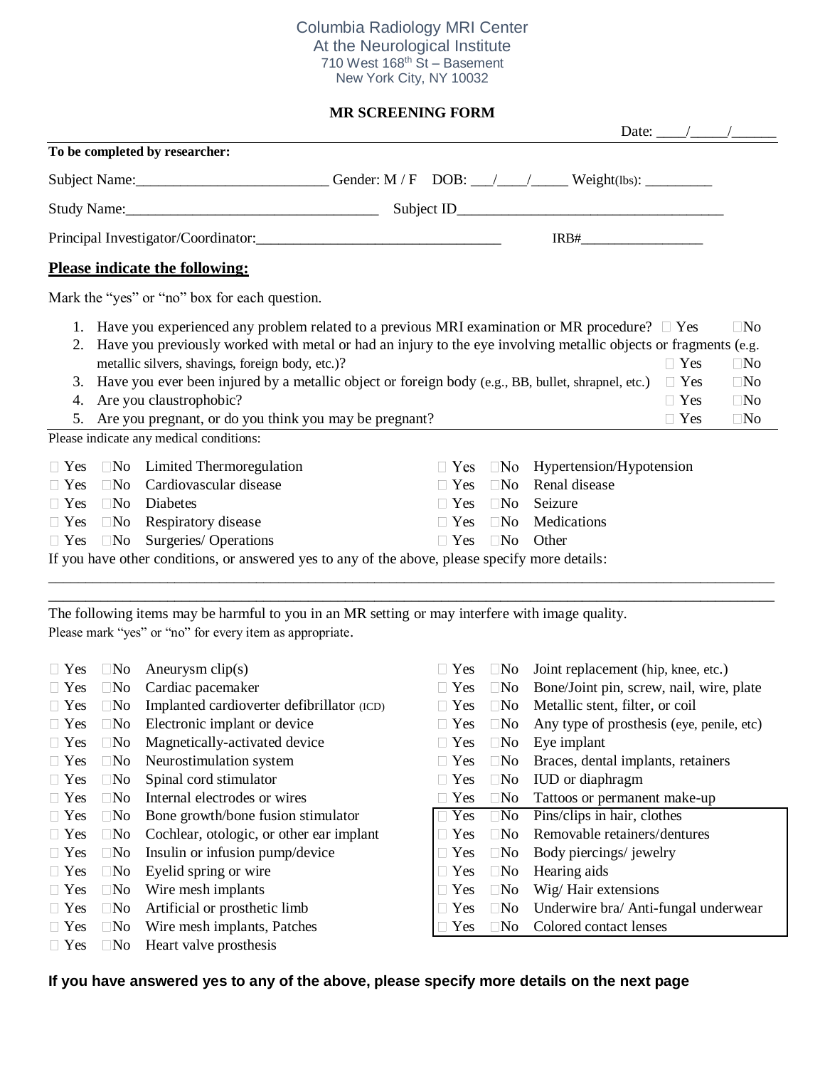Columbia Radiology MRI Center
At the Neurological Institute
710 West 168th St – Basement
New York City, NY 10032

**MR SCREENING FORM**

Date: ____/_____/______

**To be completed by researcher:**

Subject Name:__________________________ Gender: M / F DOB: ___/____/_____ Weight(lbs): _________

Study Name:__________________________________ Subject ID____________________________________

Principal Investigator/Coordinator:_________________________________ IRB#_________________

## Please indicate the following:

Mark the "yes" or "no" box for each question.

1. Have you experienced any problem related to a previous MRI examination or MR procedure? □ Yes □No
2. Have you previously worked with metal or had an injury to the eye involving metallic objects or fragments (e.g. metallic silvers, shavings, foreign body, etc.)? □ Yes □No
3. Have you ever been injured by a metallic object or foreign body (e.g., BB, bullet, shrapnel, etc.) □ Yes □No
4. Are you claustrophobic? □ Yes □No
5. Are you pregnant, or do you think you may be pregnant? □ Yes □No

Please indicate any medical conditions:

| | | | | | |
|---|---|---|---|---|---|
| □ Yes | □No | Limited Thermoregulation | □ Yes | □No | Hypertension/Hypotension |
| □ Yes | □No | Cardiovascular disease | □ Yes | □No | Renal disease |
| □ Yes | □No | Diabetes | □ Yes | □No | Seizure |
| □ Yes | □No | Respiratory disease | □ Yes | □No | Medications |
| □ Yes | □No | Surgeries/ Operations | □ Yes | □No | Other |

If you have other conditions, or answered yes to any of the above, please specify more details:

______________________________________________________________________________________________

______________________________________________________________________________________________

The following items may be harmful to you in an MR setting or may interfere with image quality.
Please mark "yes" or "no" for every item as appropriate.

| | | | | | |
|---|---|---|---|---|---|
| □ Yes | □No | Aneurysm clip(s) | □ Yes | □No | Joint replacement (hip, knee, etc.) |
| □ Yes | □No | Cardiac pacemaker | □ Yes | □No | Bone/Joint pin, screw, nail, wire, plate |
| □ Yes | □No | Implanted cardioverter defibrillator (ICD) | □ Yes | □No | Metallic stent, filter, or coil |
| □ Yes | □No | Electronic implant or device | □ Yes | □No | Any type of prosthesis (eye, penile, etc) |
| □ Yes | □No | Magnetically-activated device | □ Yes | □No | Eye implant |
| □ Yes | □No | Neurostimulation system | □ Yes | □No | Braces, dental implants, retainers |
| □ Yes | □No | Spinal cord stimulator | □ Yes | □No | IUD or diaphragm |
| □ Yes | □No | Internal electrodes or wires | □ Yes | □No | Tattoos or permanent make-up |
| □ Yes | □No | Bone growth/bone fusion stimulator | □ Yes | □No | Pins/clips in hair, clothes |
| □ Yes | □No | Cochlear, otologic, or other ear implant | □ Yes | □No | Removable retainers/dentures |
| □ Yes | □No | Insulin or infusion pump/device | □ Yes | □No | Body piercings/ jewelry |
| □ Yes | □No | Eyelid spring or wire | □ Yes | □No | Hearing aids |
| □ Yes | □No | Wire mesh implants | □ Yes | □No | Wig/ Hair extensions |
| □ Yes | □No | Artificial or prosthetic limb | □ Yes | □No | Underwire bra/ Anti-fungal underwear |
| □ Yes | □No | Wire mesh implants, Patches | □ Yes | □No | Colored contact lenses |
| □ Yes | □No | Heart valve prosthesis | | | |

**If you have answered yes to any of the above, please specify more details on the next page**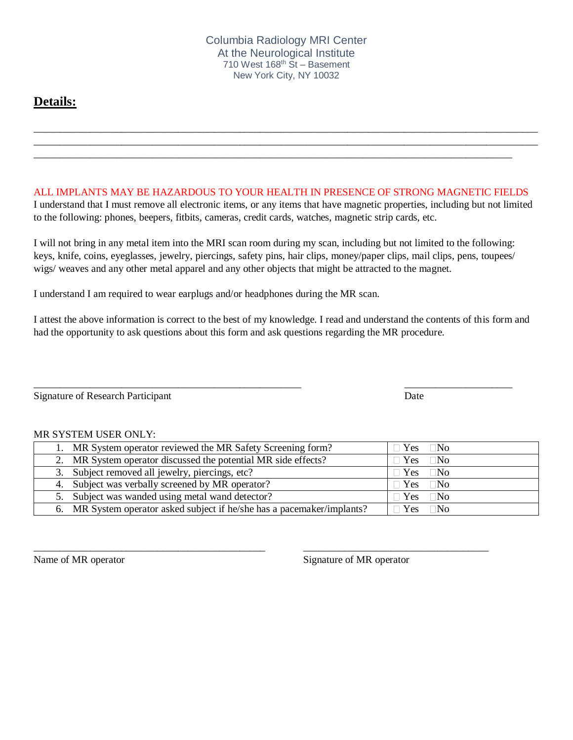Columbia Radiology MRI Center
At the Neurological Institute
710 West 168th St – Basement
New York City, NY 10032

**Details:**

______________________________________________________________________________________________
______________________________________________________________________________________________
_________________________________________________________________________________________

ALL IMPLANTS MAY BE HAZARDOUS TO YOUR HEALTH IN PRESENCE OF STRONG MAGNETIC FIELDS

I understand that I must remove all electronic items, or any items that have magnetic properties, including but not limited to the following: phones, beepers, fitbits, cameras, credit cards, watches, magnetic strip cards, etc.

I will not bring in any metal item into the MRI scan room during my scan, including but not limited to the following: keys, knife, coins, eyeglasses, jewelry, piercings, safety pins, hair clips, money/paper clips, mail clips, pens, toupees/ wigs/ weaves and any other metal apparel and any other objects that might be attracted to the magnet.

I understand I am required to wear earplugs and/or headphones during the MR scan.

I attest the above information is correct to the best of my knowledge. I read and understand the contents of this form and had the opportunity to ask questions about this form and ask questions regarding the MR procedure.

_________________________________________________ &nbsp;&nbsp;&nbsp;&nbsp;&nbsp;&nbsp;&nbsp;&nbsp; ____________________

Signature of Research Participant &nbsp;&nbsp;&nbsp;&nbsp;&nbsp;&nbsp;&nbsp;&nbsp; Date

MR SYSTEM USER ONLY:

| | |
|---|---|
| 1. MR System operator reviewed the MR Safety Screening form? | ☐ Yes ☐No |
| 2. MR System operator discussed the potential MR side effects? | ☐ Yes ☐No |
| 3. Subject removed all jewelry, piercings, etc? | ☐ Yes ☐No |
| 4. Subject was verbally screened by MR operator? | ☐ Yes ☐No |
| 5. Subject was wanded using metal wand detector? | ☐ Yes ☐No |
| 6. MR System operator asked subject if he/she has a pacemaker/implants? | ☐ Yes ☐No |

___________________________________________ &nbsp;&nbsp;&nbsp;&nbsp;&nbsp;&nbsp;&nbsp;&nbsp; __________________________________

Name of MR operator &nbsp;&nbsp;&nbsp;&nbsp;&nbsp;&nbsp;&nbsp;&nbsp; Signature of MR operator